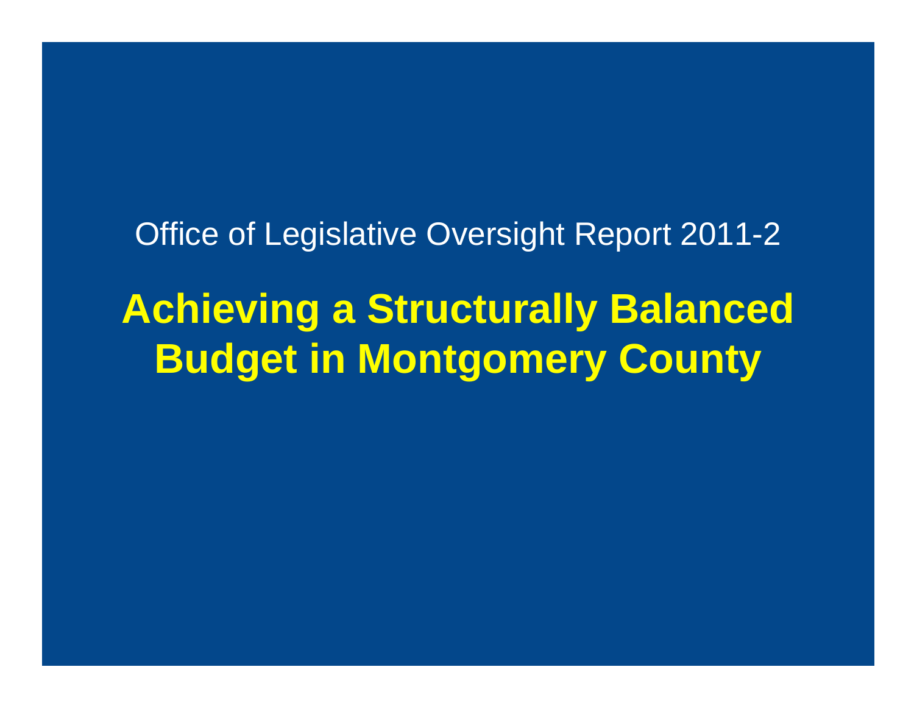Office of Legislative Oversight Report 2011-2

# Achieving a Structurally Balanced Budget in Montgomery County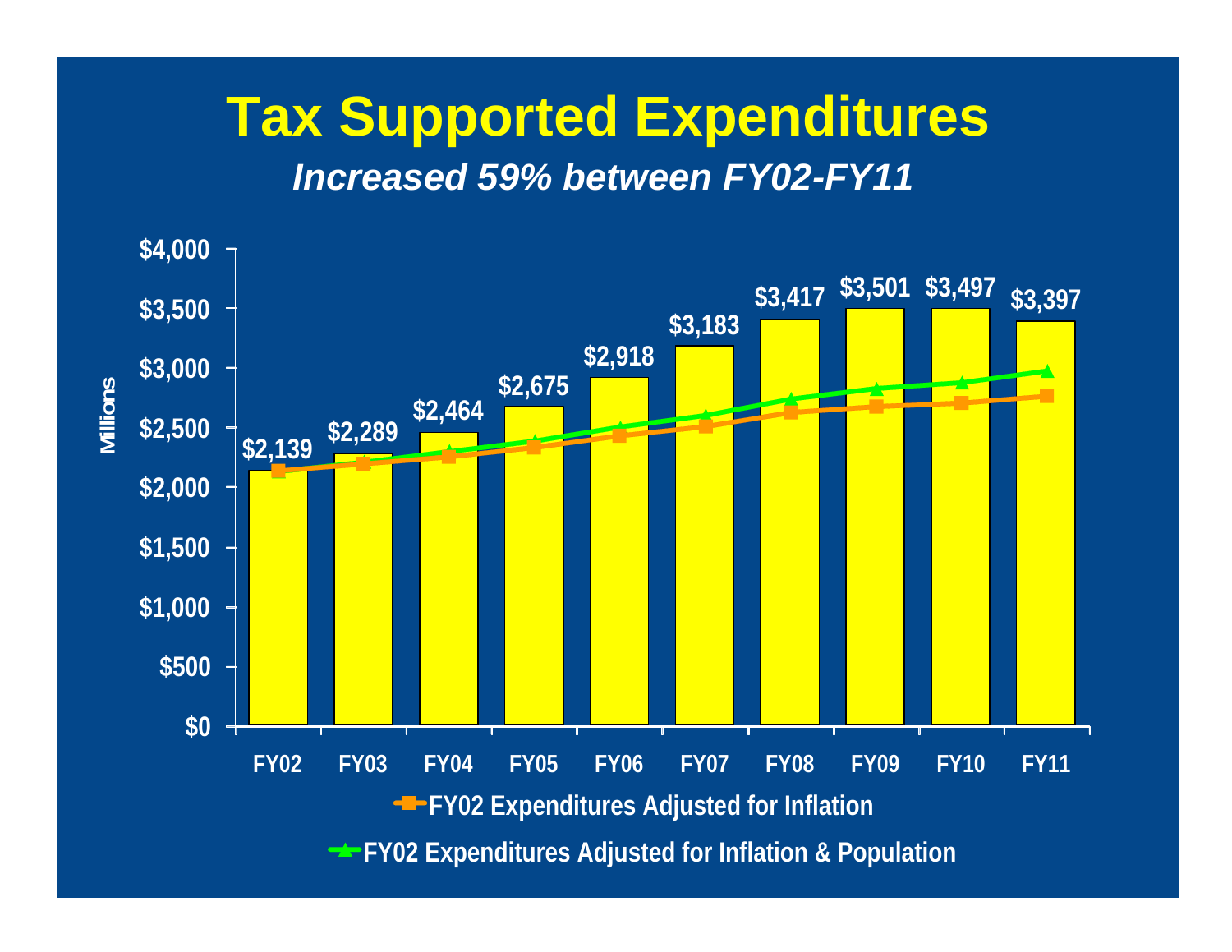# Tax Supported Expenditures

***Increased 59% between FY02-FY11***

| Fiscal Year | Tax Supported Expenditures (Millions) |
|---|---|
| FY02 | $2,139 |
| FY03 | $2,289 |
| FY04 | $2,464 |
| FY05 | $2,675 |
| FY06 | $2,918 |
| FY07 | $3,183 |
| FY08 | $3,417 |
| FY09 | $3,501 |
| FY10 | $3,497 |
| FY11 | $3,397 |

- FY02 Expenditures Adjusted for Inflation
- FY02 Expenditures Adjusted for Inflation & Population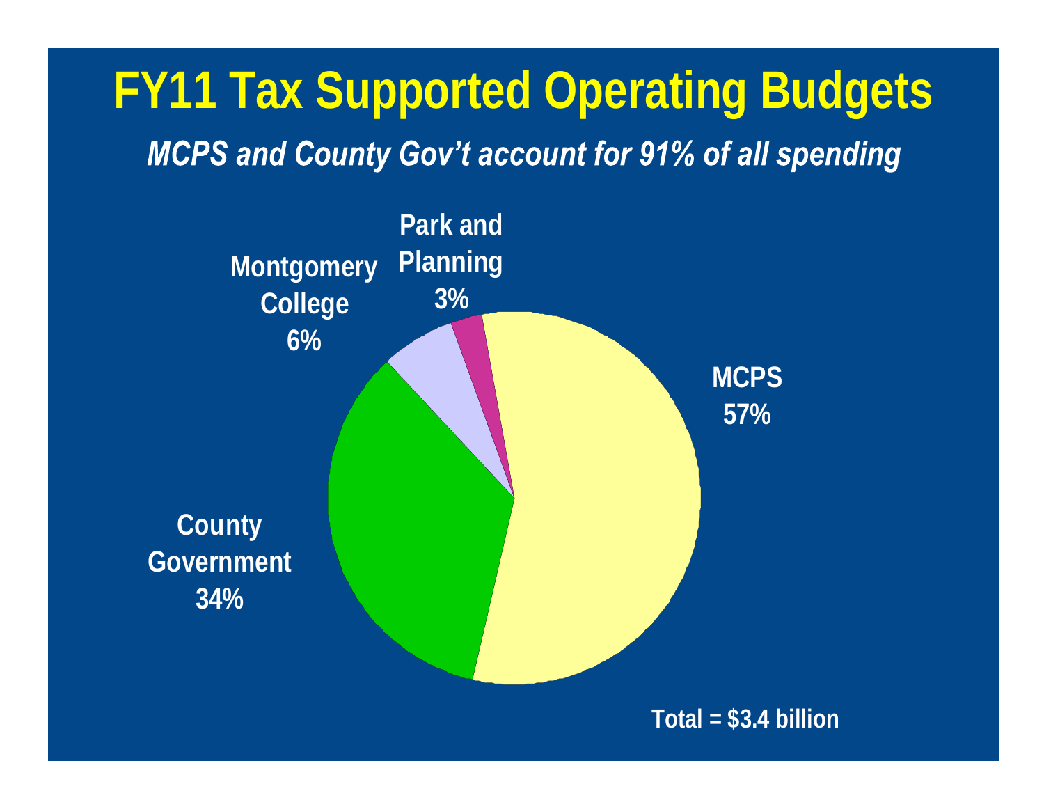# FY11 Tax Supported Operating Budgets

*MCPS and County Gov't account for 91% of all spending*

Park and Planning 3%

Montgomery College 6%

MCPS 57%

County Government 34%

Total = $3.4 billion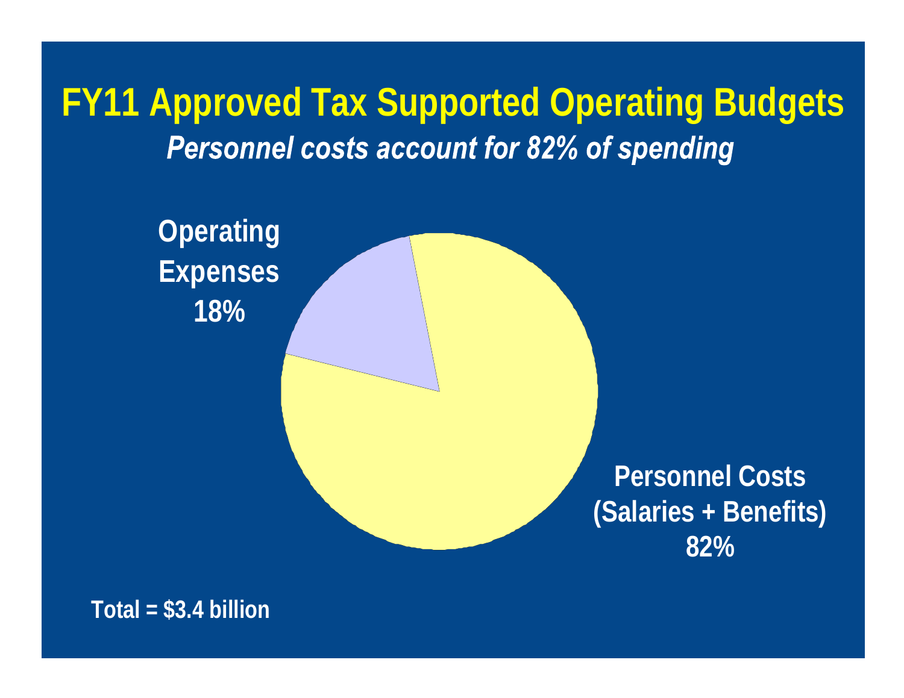# FY11 Approved Tax Supported Operating Budgets

***Personnel costs account for 82% of spending***

**Operating Expenses 18%**

**Personnel Costs (Salaries + Benefits) 82%**

**Total = $3.4 billion**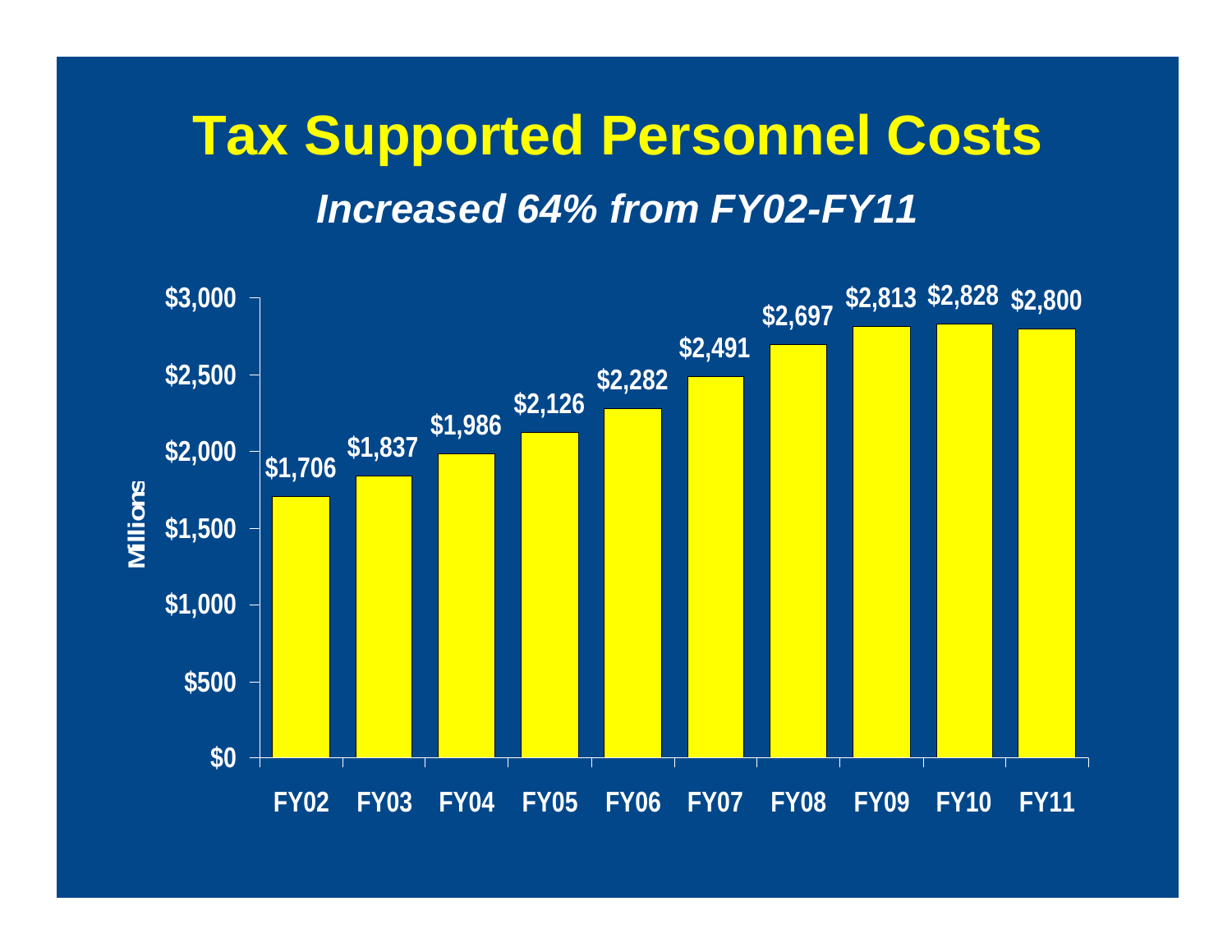# Tax Supported Personnel Costs

***Increased 64% from FY02-FY11***

| Fiscal Year | Millions |
|---|---|
| FY02 | $1,706 |
| FY03 | $1,837 |
| FY04 | $1,986 |
| FY05 | $2,126 |
| FY06 | $2,282 |
| FY07 | $2,491 |
| FY08 | $2,697 |
| FY09 | $2,813 |
| FY10 | $2,828 |
| FY11 | $2,800 |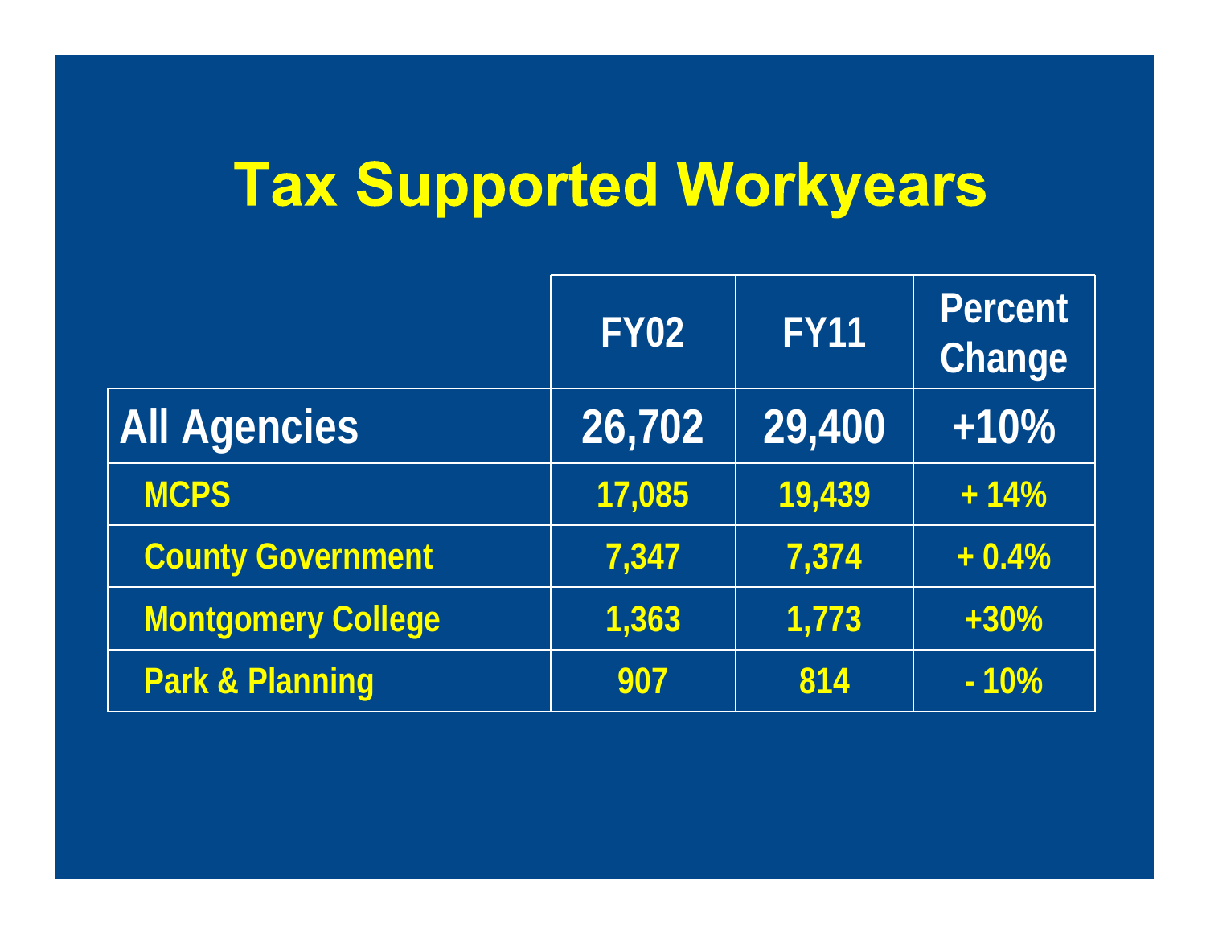# Tax Supported Workyears

| | FY02 | FY11 | Percent Change |
|---|---|---|---|
| **All Agencies** | **26,702** | **29,400** | **+10%** |
| MCPS | 17,085 | 19,439 | + 14% |
| County Government | 7,347 | 7,374 | + 0.4% |
| Montgomery College | 1,363 | 1,773 | +30% |
| Park & Planning | 907 | 814 | - 10% |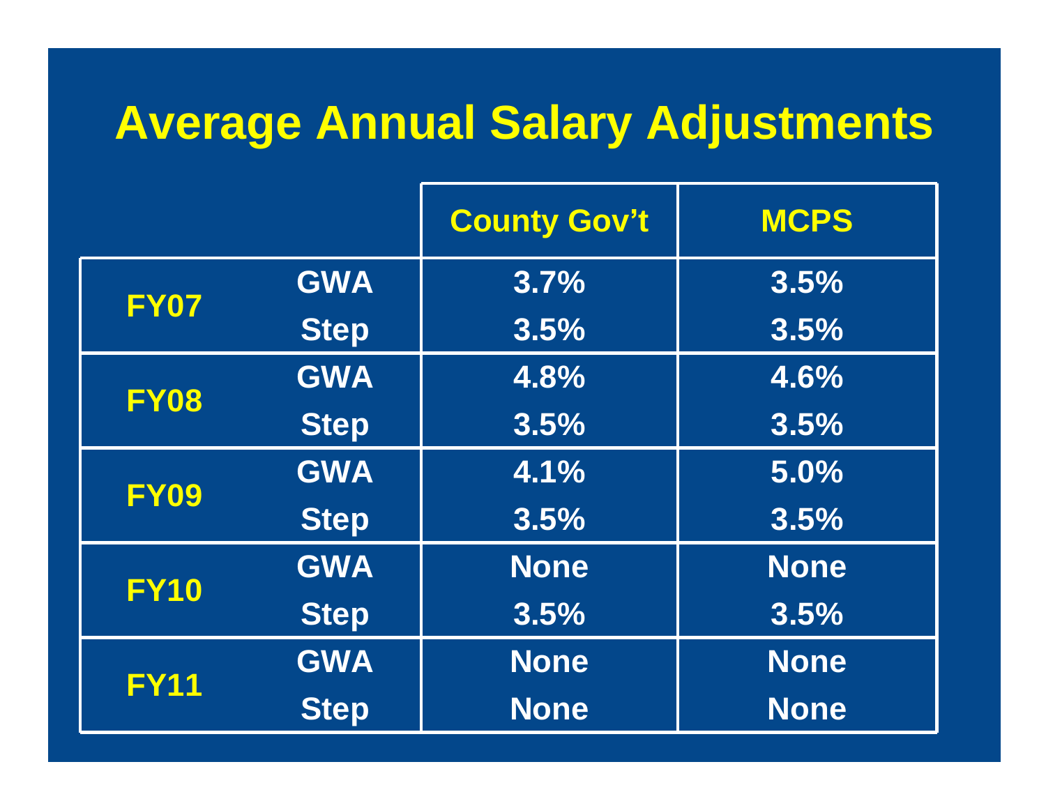# Average Annual Salary Adjustments

| | | County Gov't | MCPS |
|---|---|---|---|
| FY07 | GWA | 3.7% | 3.5% |
| | Step | 3.5% | 3.5% |
| FY08 | GWA | 4.8% | 4.6% |
| | Step | 3.5% | 3.5% |
| FY09 | GWA | 4.1% | 5.0% |
| | Step | 3.5% | 3.5% |
| FY10 | GWA | None | None |
| | Step | 3.5% | 3.5% |
| FY11 | GWA | None | None |
| | Step | None | None |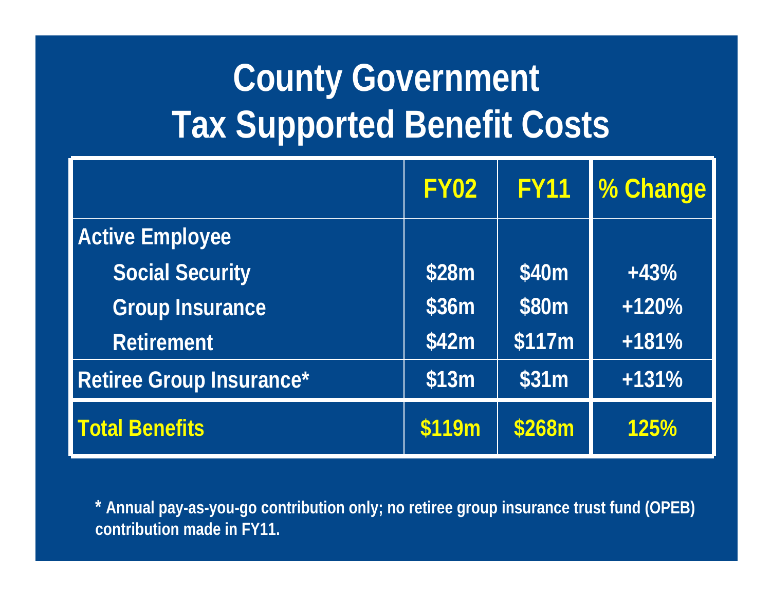# County Government
# Tax Supported Benefit Costs

| | FY02 | FY11 | % Change |
|---|---|---|---|
| **Active Employee** | | | |
| Social Security | $28m | $40m | +43% |
| Group Insurance | $36m | $80m | +120% |
| Retirement | $42m | $117m | +181% |
| **Retiree Group Insurance*** | $13m | $31m | +131% |
| **Total Benefits** | **$119m** | **$268m** | **125%** |

* Annual pay-as-you-go contribution only; no retiree group insurance trust fund (OPEB) contribution made in FY11.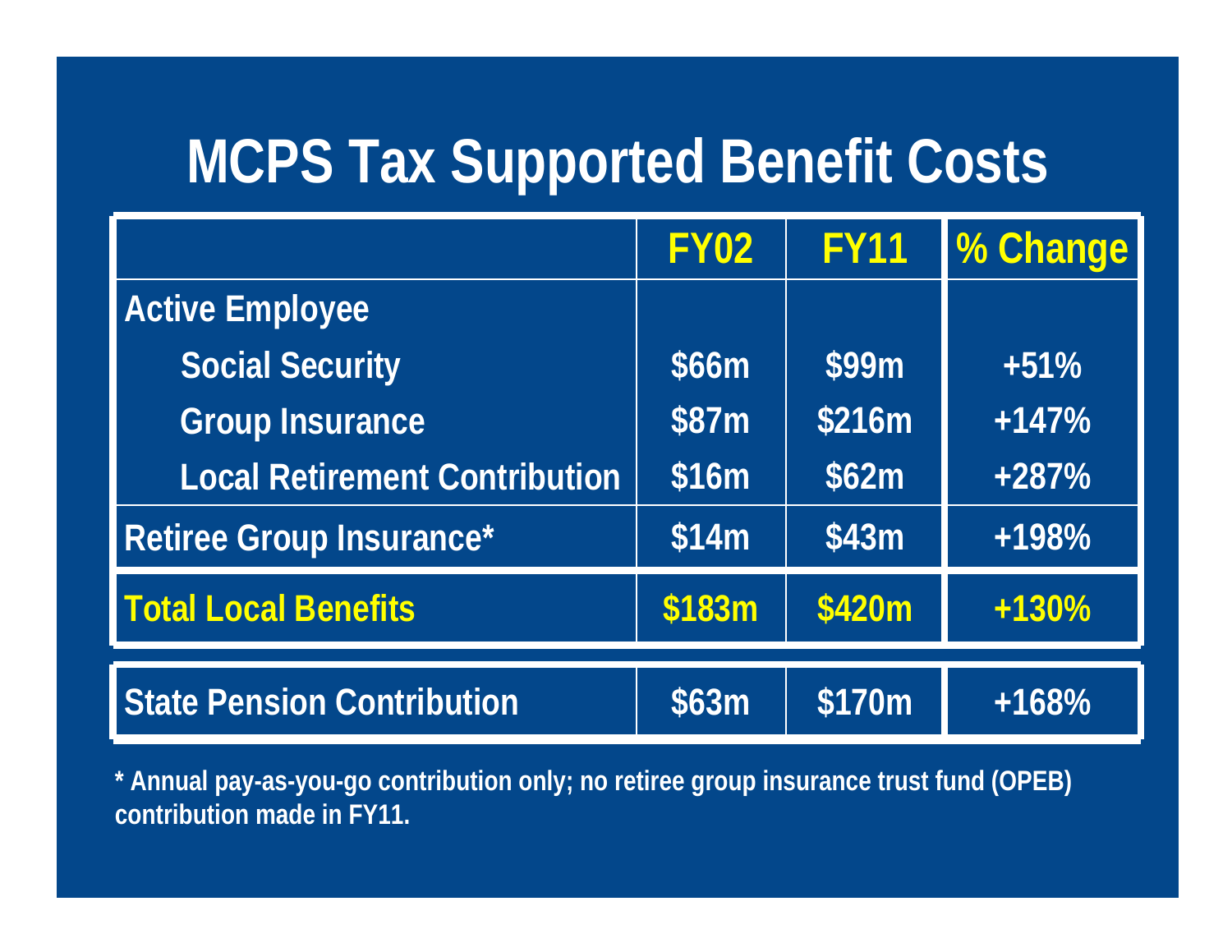# MCPS Tax Supported Benefit Costs

| | FY02 | FY11 | % Change |
|---|---|---|---|
| **Active Employee** | | | |
| Social Security | $66m | $99m | +51% |
| Group Insurance | $87m | $216m | +147% |
| Local Retirement Contribution | $16m | $62m | +287% |
| **Retiree Group Insurance*** | $14m | $43m | +198% |
| **Total Local Benefits** | **$183m** | **$420m** | **+130%** |
| **State Pension Contribution** | $63m | $170m | +168% |

* Annual pay-as-you-go contribution only; no retiree group insurance trust fund (OPEB) contribution made in FY11.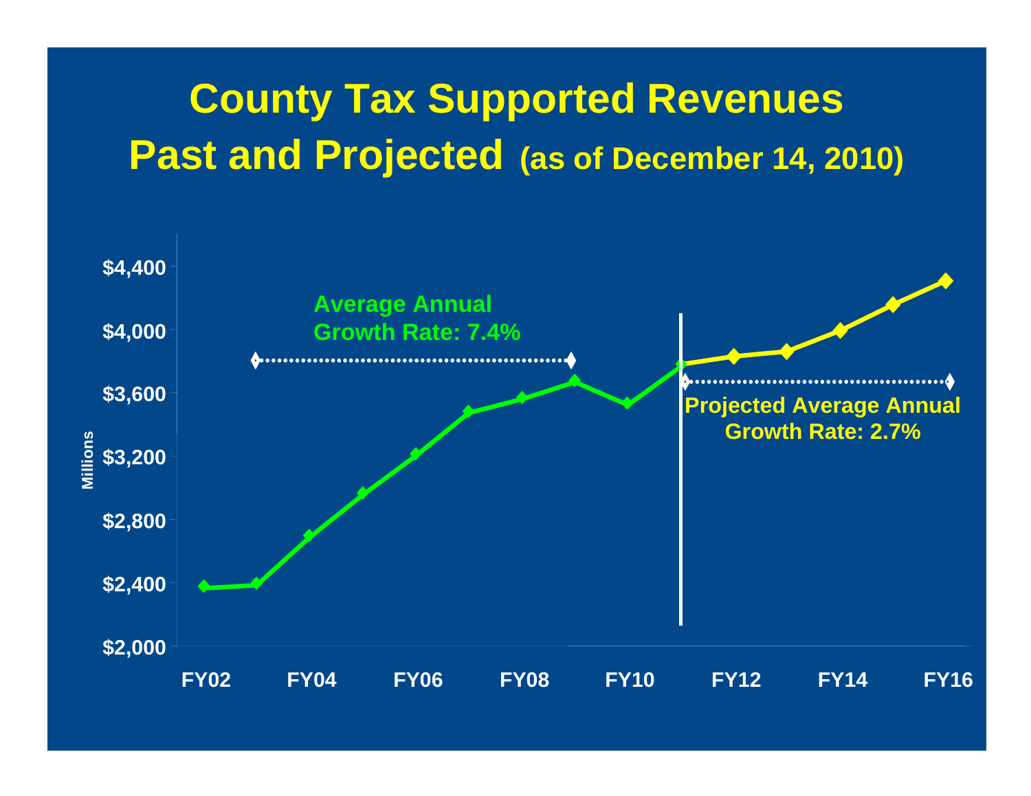# County Tax Supported Revenues Past and Projected (as of December 14, 2010)

Millions

$4,400
$4,000
$3,600
$3,200
$2,800
$2,400
$2,000

FY02 FY04 FY06 FY08 FY10 FY12 FY14 FY16

Average Annual Growth Rate: 7.4%

Projected Average Annual Growth Rate: 2.7%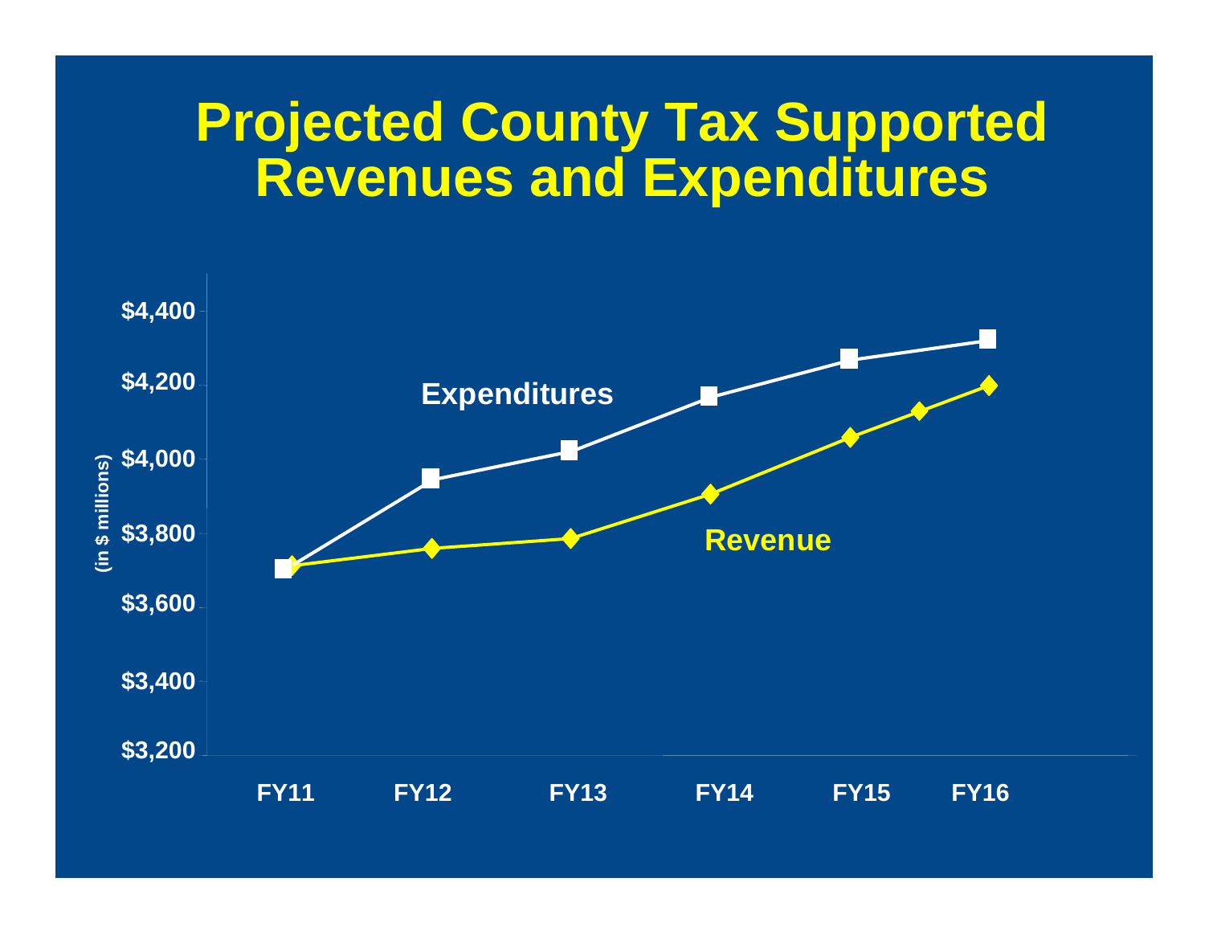# Projected County Tax Supported Revenues and Expenditures

(in $ millions)

$4,400
$4,200
$4,000
$3,800
$3,600
$3,400
$3,200

Expenditures

Revenue

FY11 FY12 FY13 FY14 FY15 FY16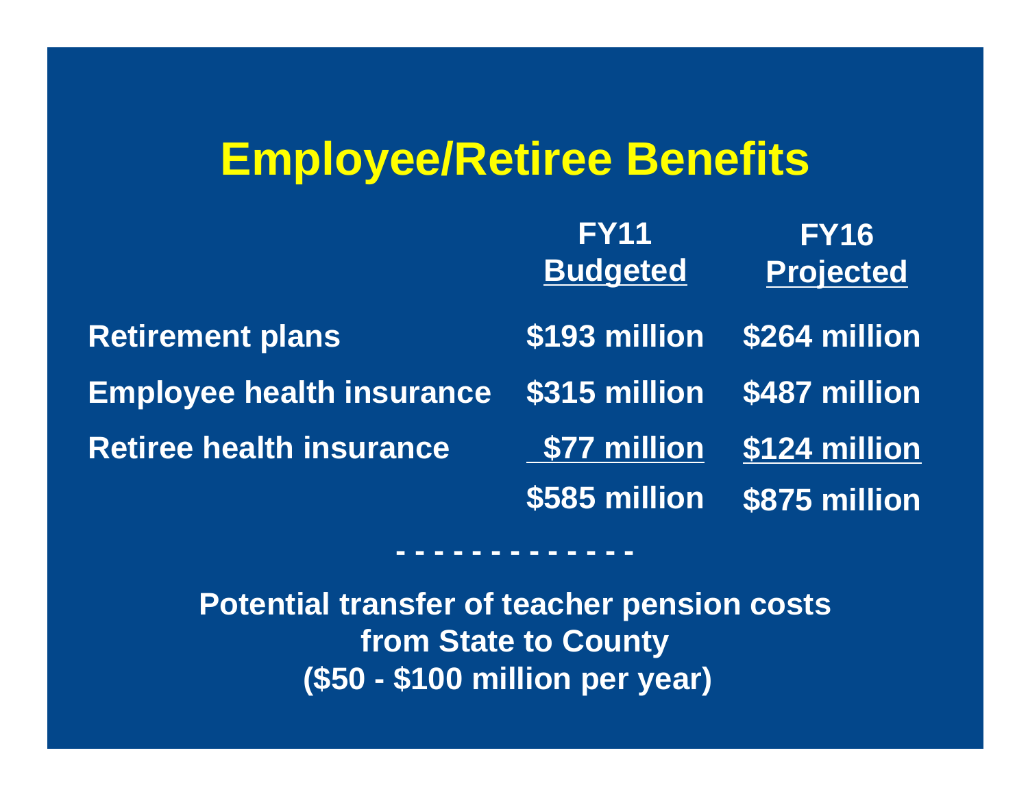# Employee/Retiree Benefits

| | FY11 Budgeted | FY16 Projected |
|---|---|---|
| Retirement plans | $193 million | $264 million |
| Employee health insurance | $315 million | $487 million |
| Retiree health insurance | $77 million | $124 million |
| | $585 million | $875 million |

\- - - - - - - - - - - - -

**Potential transfer of teacher pension costs from State to County ($50 - $100 million per year)**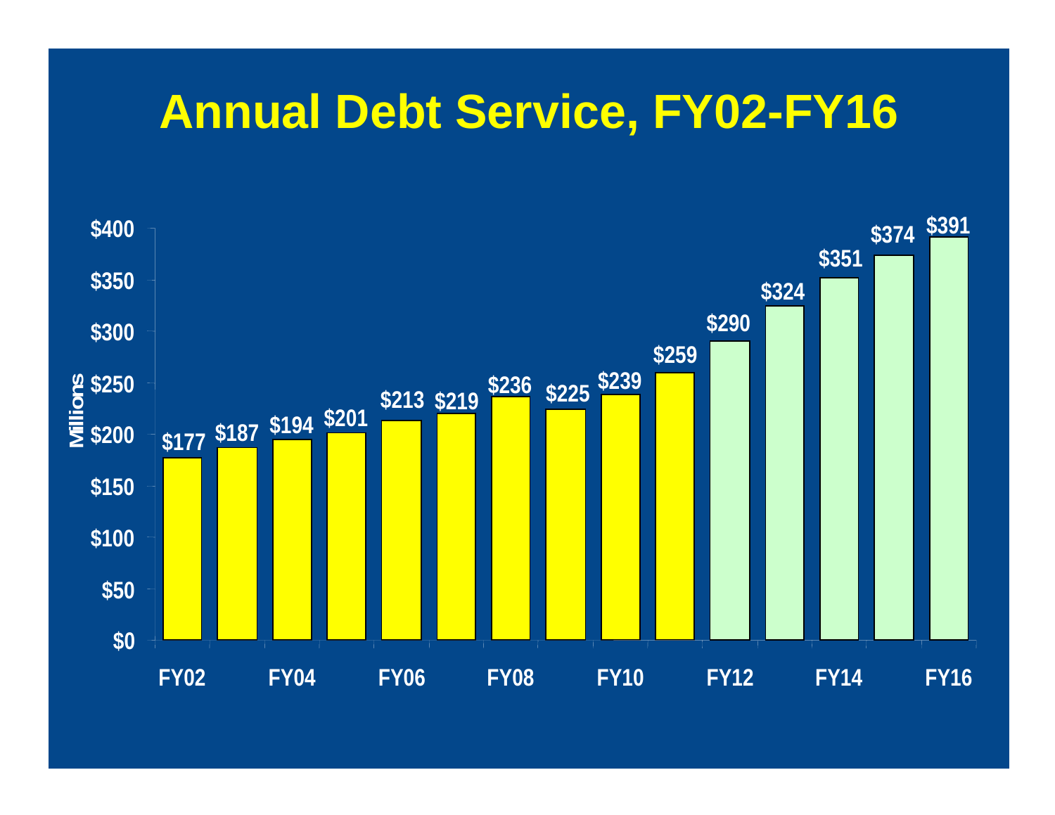# Annual Debt Service, FY02-FY16

Millions

| Fiscal Year | Debt Service |
|---|---|
| FY02 | $177 |
| FY03 | $187 |
| FY04 | $194 |
| FY05 | $201 |
| FY06 | $213 |
| FY07 | $219 |
| FY08 | $236 |
| FY09 | $225 |
| FY10 | $239 |
| FY11 | $259 |
| FY12 | $290 |
| FY13 | $324 |
| FY14 | $351 |
| FY15 | $374 |
| FY16 | $391 |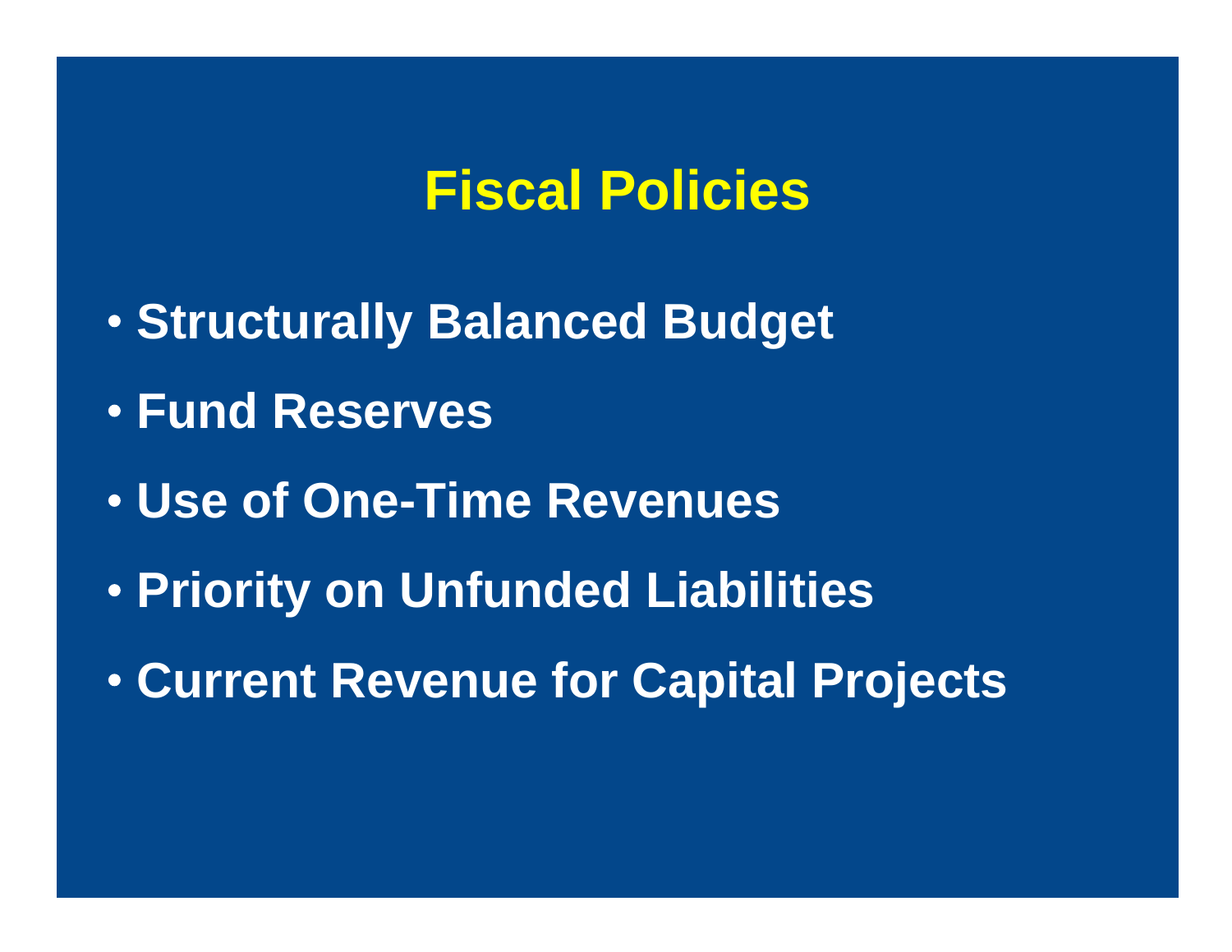# Fiscal Policies

- Structurally Balanced Budget
- Fund Reserves
- Use of One-Time Revenues
- Priority on Unfunded Liabilities
- Current Revenue for Capital Projects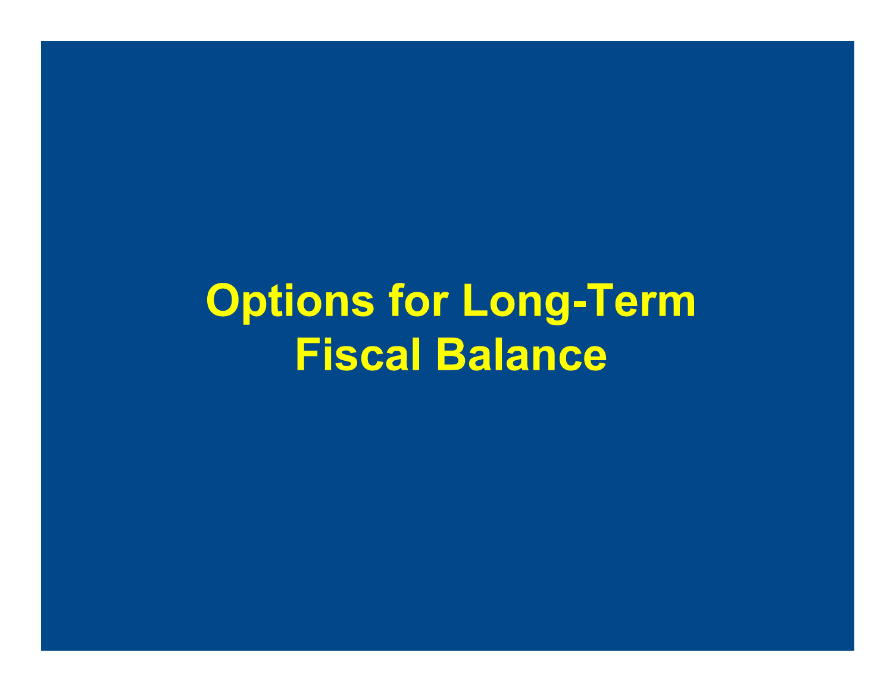# Options for Long-Term Fiscal Balance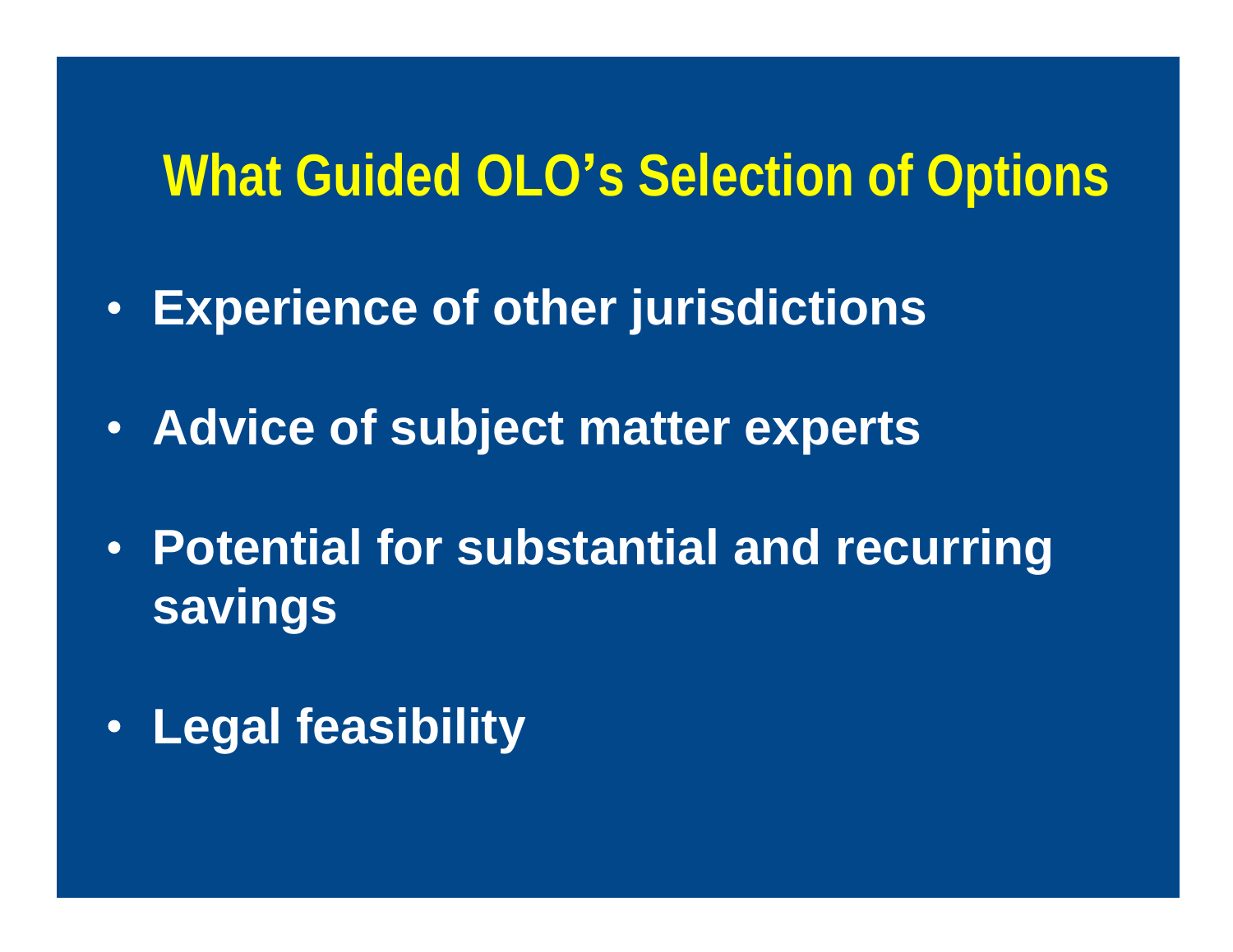# What Guided OLO's Selection of Options

- **Experience of other jurisdictions**
- **Advice of subject matter experts**
- **Potential for substantial and recurring savings**
- **Legal feasibility**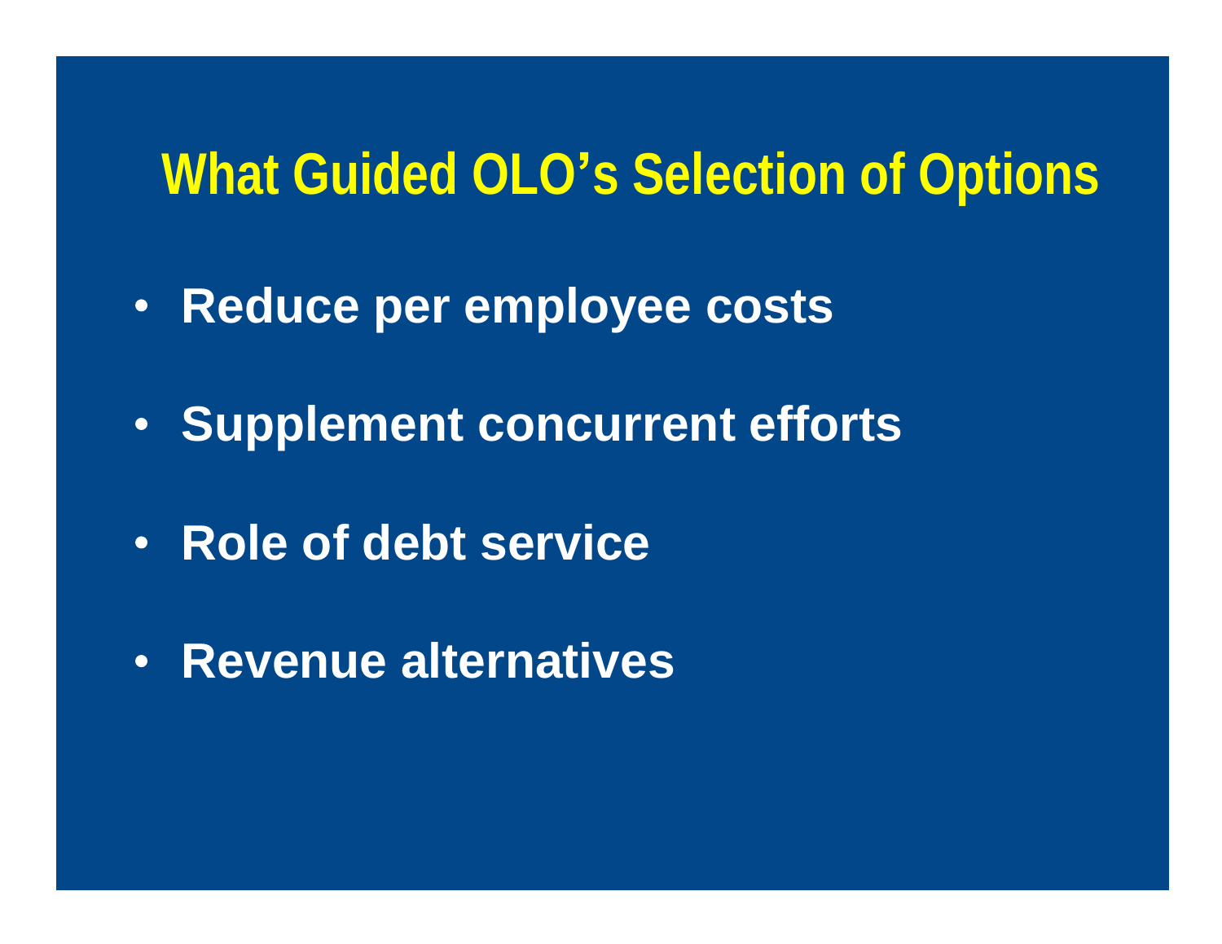# What Guided OLO's Selection of Options

- **Reduce per employee costs**
- **Supplement concurrent efforts**
- **Role of debt service**
- **Revenue alternatives**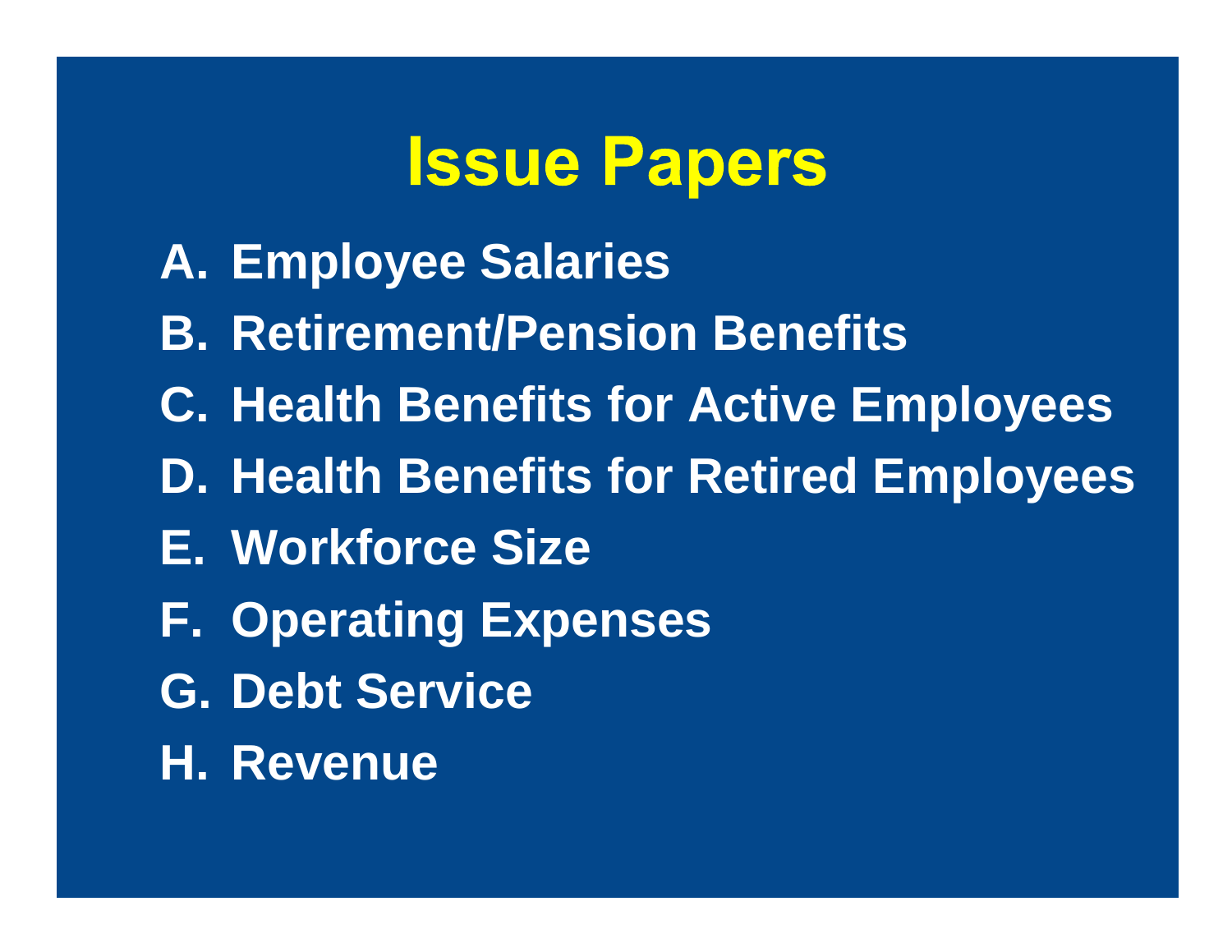# Issue Papers

A. Employee Salaries
B. Retirement/Pension Benefits
C. Health Benefits for Active Employees
D. Health Benefits for Retired Employees
E. Workforce Size
F. Operating Expenses
G. Debt Service
H. Revenue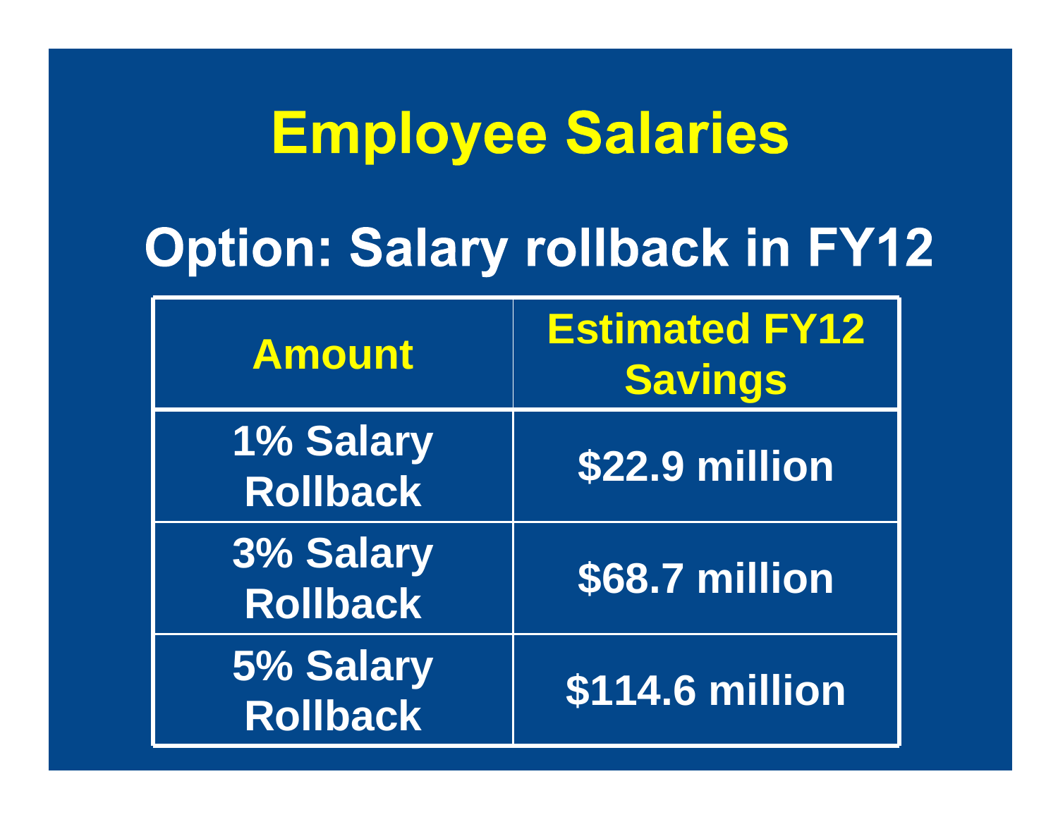# Employee Salaries

## Option: Salary rollback in FY12

| Amount | Estimated FY12 Savings |
|---|---|
| 1% Salary Rollback | $22.9 million |
| 3% Salary Rollback | $68.7 million |
| 5% Salary Rollback | $114.6 million |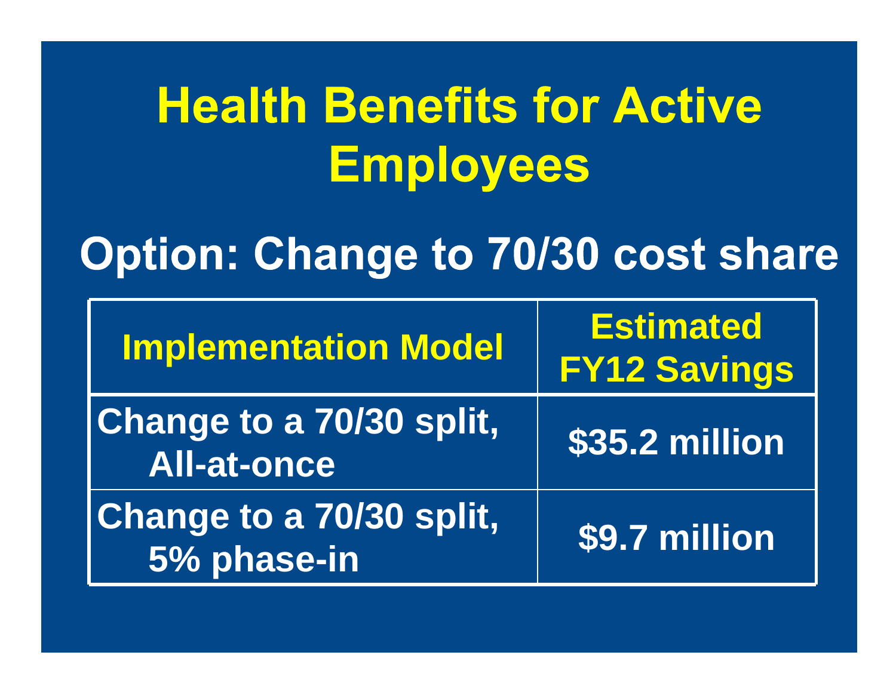# Health Benefits for Active Employees

## Option: Change to 70/30 cost share

| Implementation Model | Estimated FY12 Savings |
|---|---|
| Change to a 70/30 split, All-at-once | $35.2 million |
| Change to a 70/30 split, 5% phase-in | $9.7 million |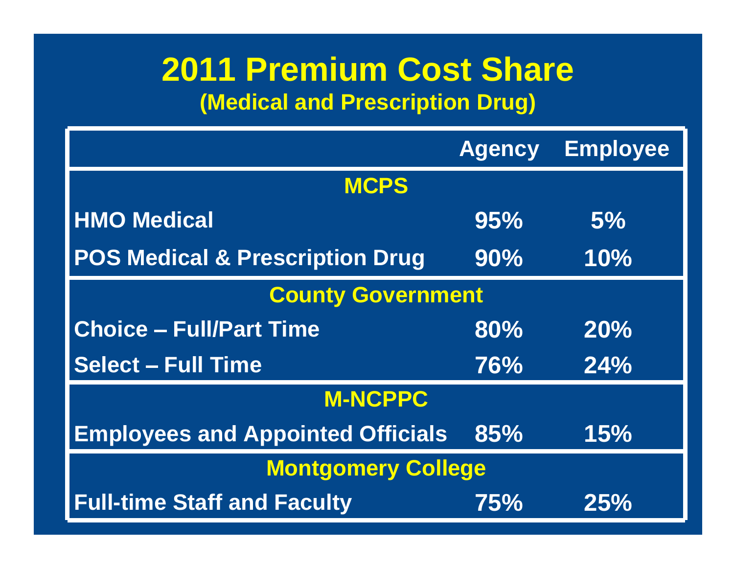# 2011 Premium Cost Share

## (Medical and Prescription Drug)

| | Agency | Employee |
|---|---|---|
| **MCPS** | | |
| HMO Medical | 95% | 5% |
| POS Medical & Prescription Drug | 90% | 10% |
| **County Government** | | |
| Choice – Full/Part Time | 80% | 20% |
| Select – Full Time | 76% | 24% |
| **M-NCPPC** | | |
| Employees and Appointed Officials | 85% | 15% |
| **Montgomery College** | | |
| Full-time Staff and Faculty | 75% | 25% |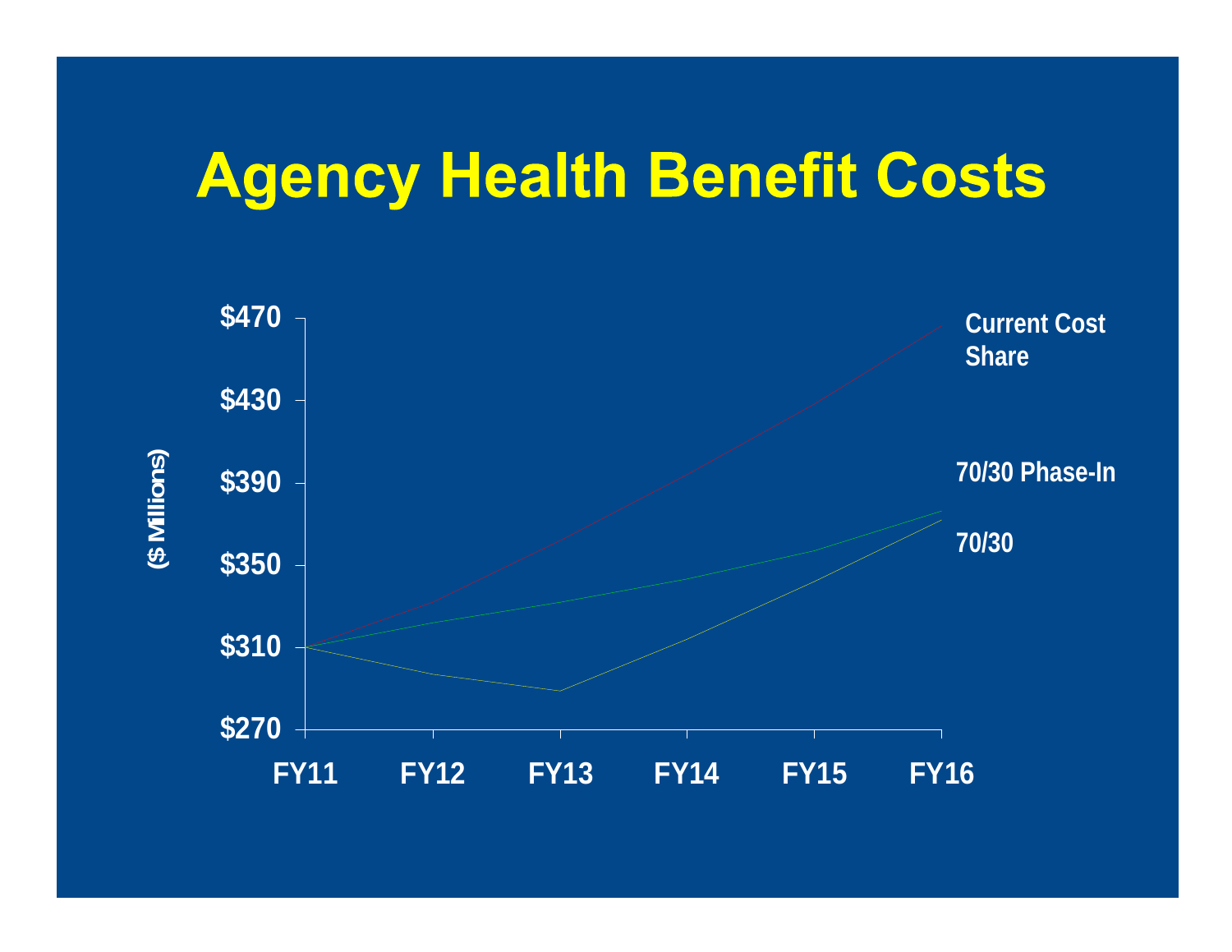# Agency Health Benefit Costs

($ Millions)

$470

$430

$390

$350

$310

$270

FY11 FY12 FY13 FY14 FY15 FY16

Current Cost Share

70/30 Phase-In

70/30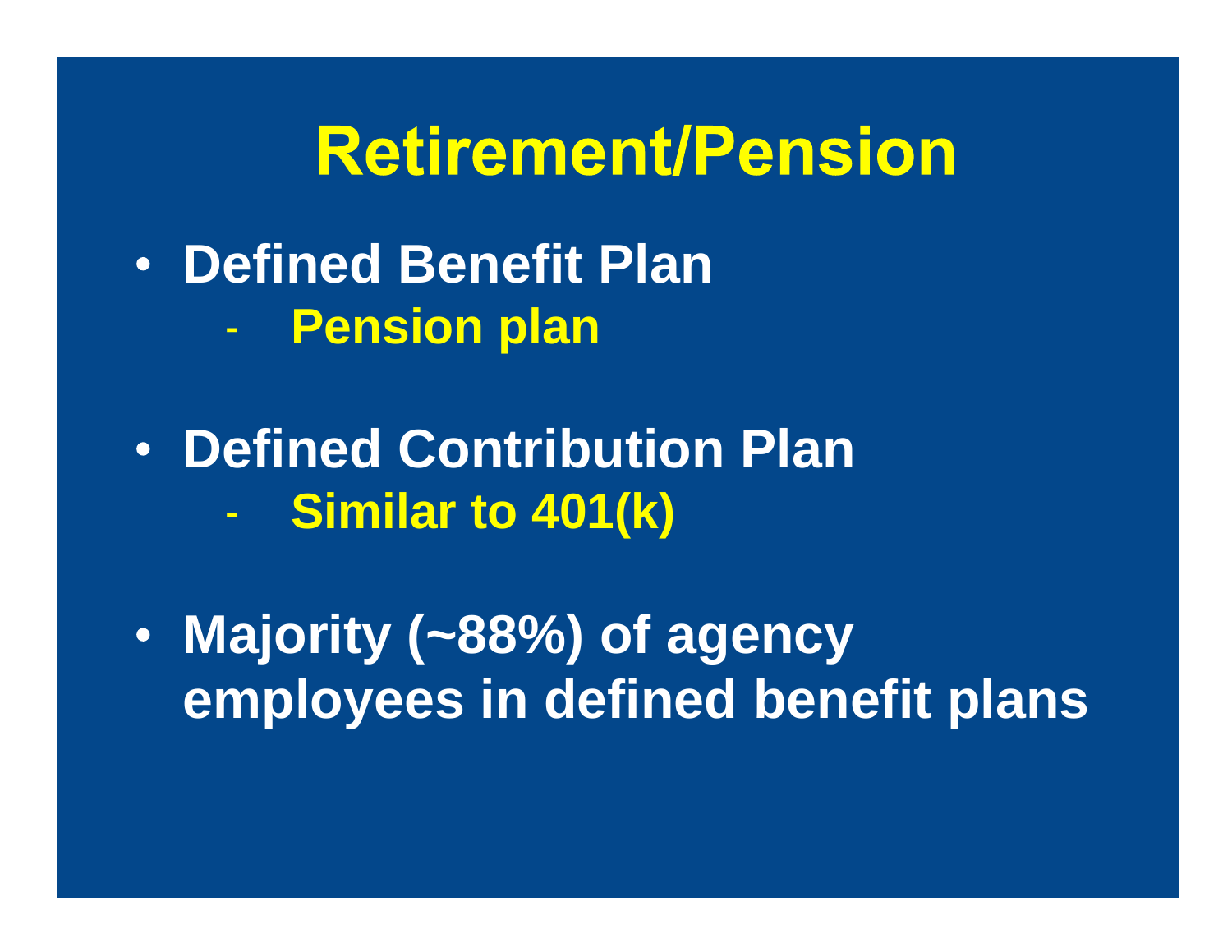# Retirement/Pension

- **Defined Benefit Plan**
  - **Pension plan**

- **Defined Contribution Plan**
  - **Similar to 401(k)**

- **Majority (~88%) of agency employees in defined benefit plans**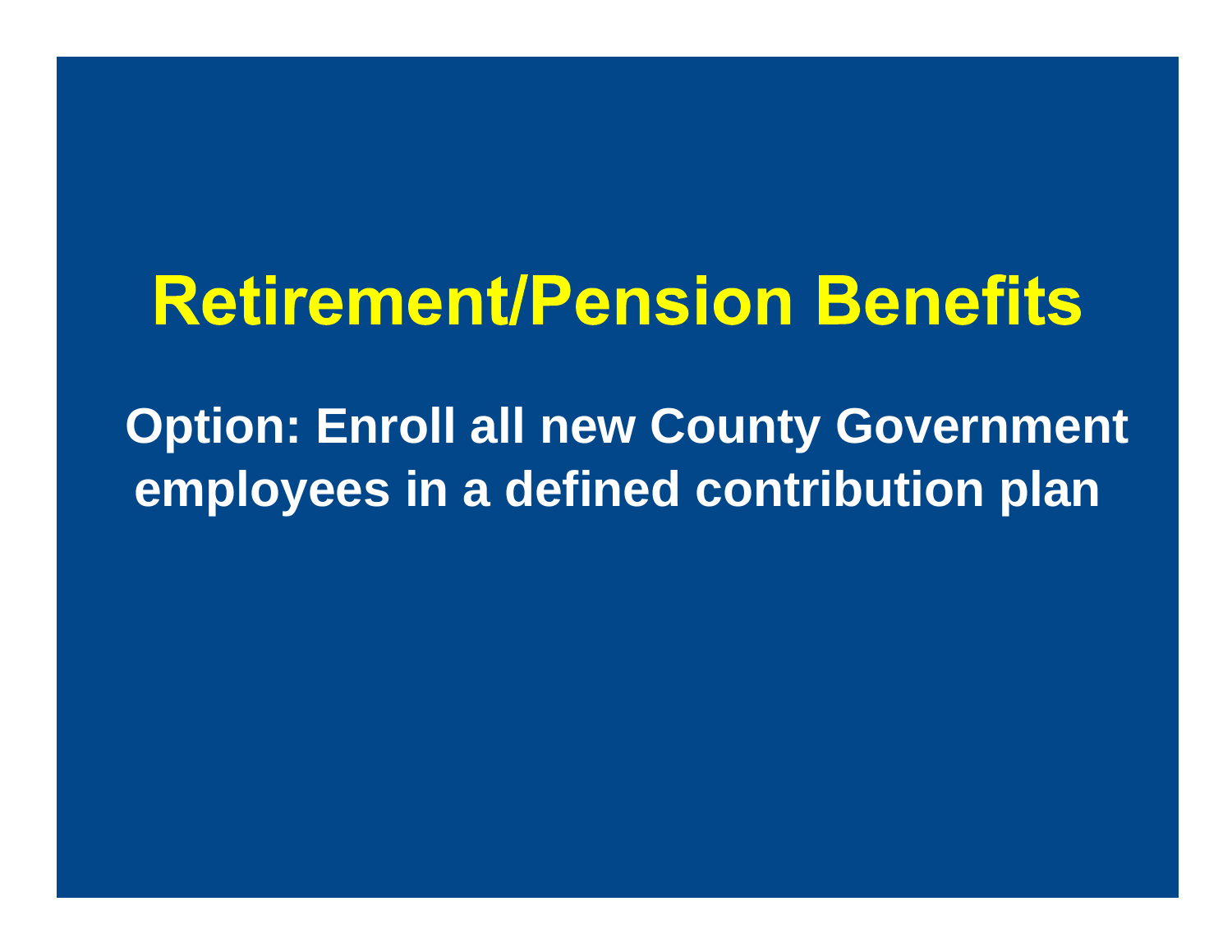# Retirement/Pension Benefits

**Option: Enroll all new County Government employees in a defined contribution plan**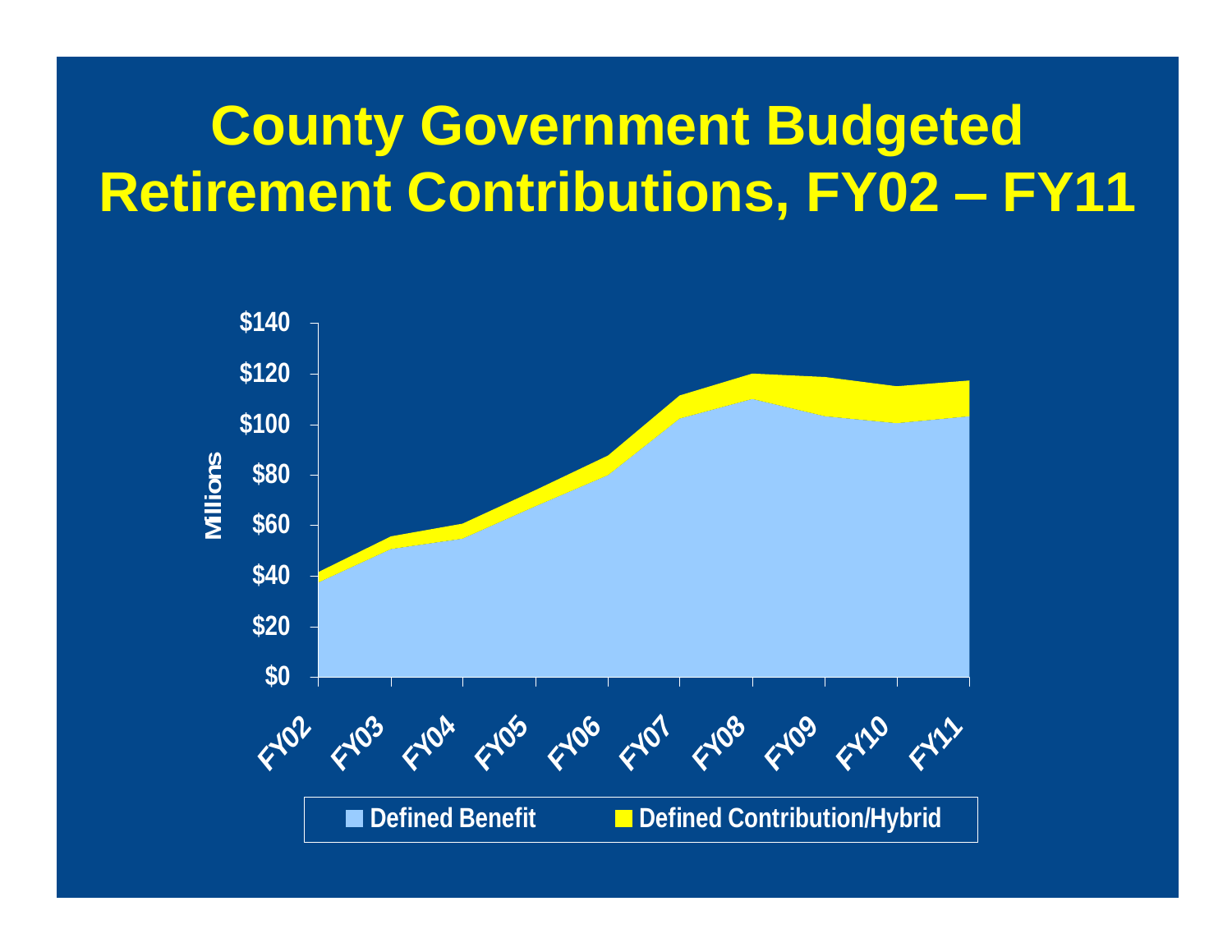# County Government Budgeted Retirement Contributions, FY02 – FY11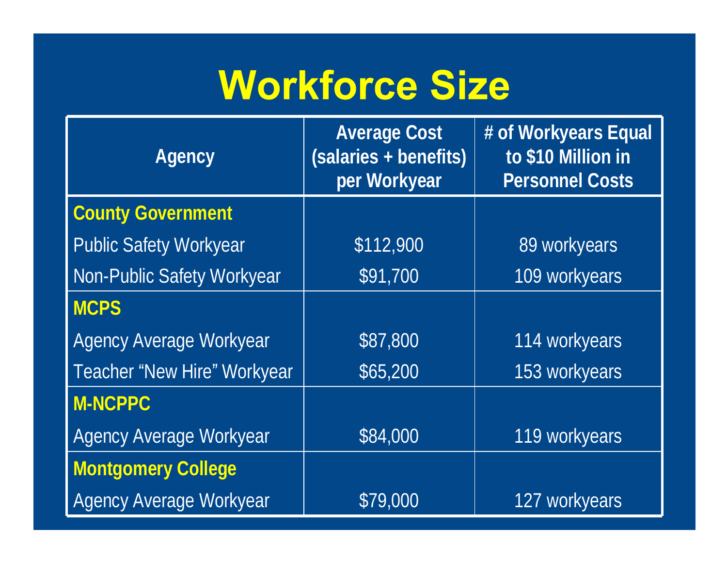# Workforce Size

| Agency | Average Cost (salaries + benefits) per Workyear | # of Workyears Equal to $10 Million in Personnel Costs |
|---|---|---|
| **County Government** | | |
| Public Safety Workyear | $112,900 | 89 workyears |
| Non-Public Safety Workyear | $91,700 | 109 workyears |
| **MCPS** | | |
| Agency Average Workyear | $87,800 | 114 workyears |
| Teacher “New Hire” Workyear | $65,200 | 153 workyears |
| **M-NCPPC** | | |
| Agency Average Workyear | $84,000 | 119 workyears |
| **Montgomery College** | | |
| Agency Average Workyear | $79,000 | 127 workyears |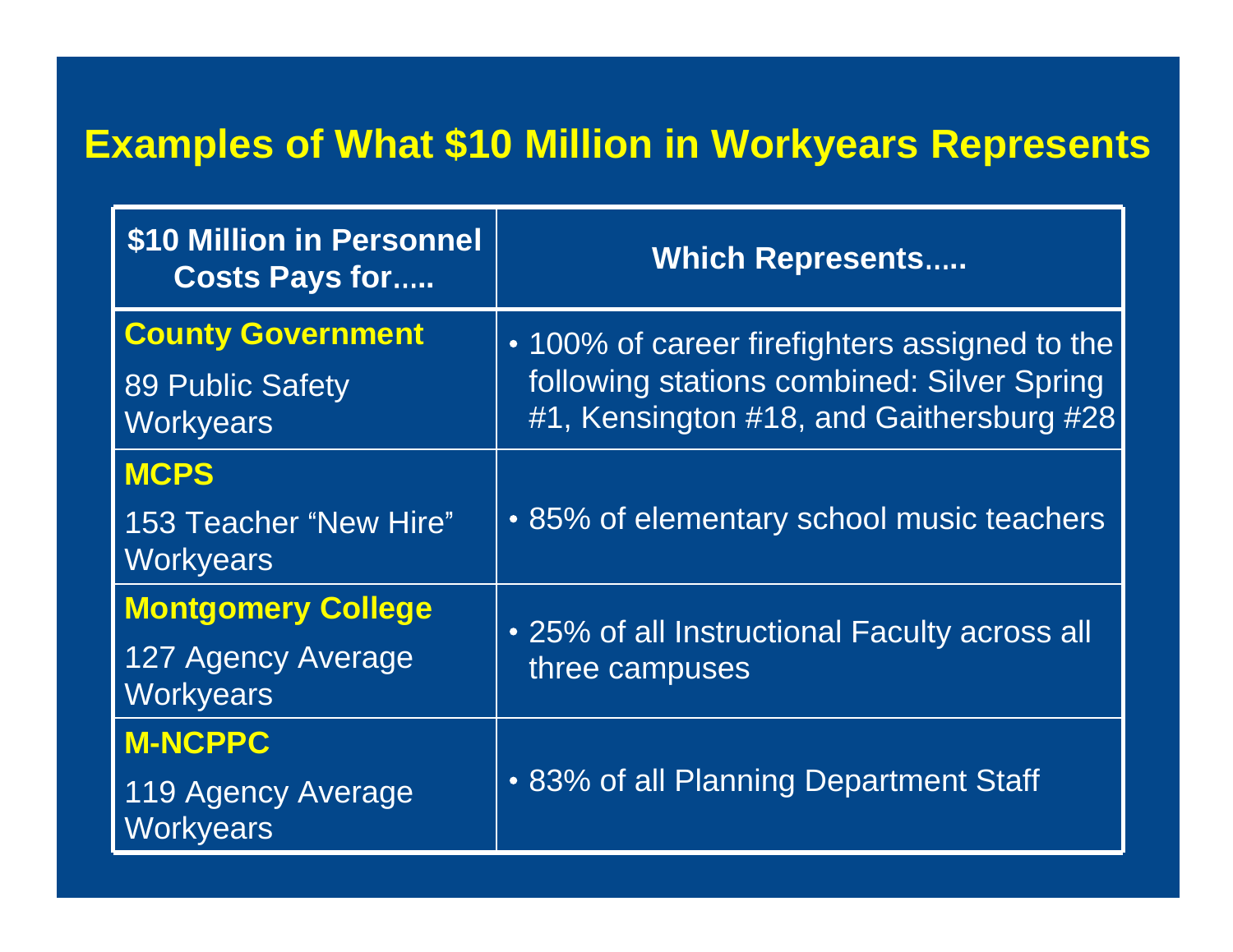# Examples of What $10 Million in Workyears Represents

| $10 Million in Personnel Costs Pays for..... | Which Represents..... |
|---|---|
| **County Government** <br> 89 Public Safety Workyears | • 100% of career firefighters assigned to the following stations combined: Silver Spring #1, Kensington #18, and Gaithersburg #28 |
| **MCPS** <br> 153 Teacher "New Hire" Workyears | • 85% of elementary school music teachers |
| **Montgomery College** <br> 127 Agency Average Workyears | • 25% of all Instructional Faculty across all three campuses |
| **M-NCPPC** <br> 119 Agency Average Workyears | • 83% of all Planning Department Staff |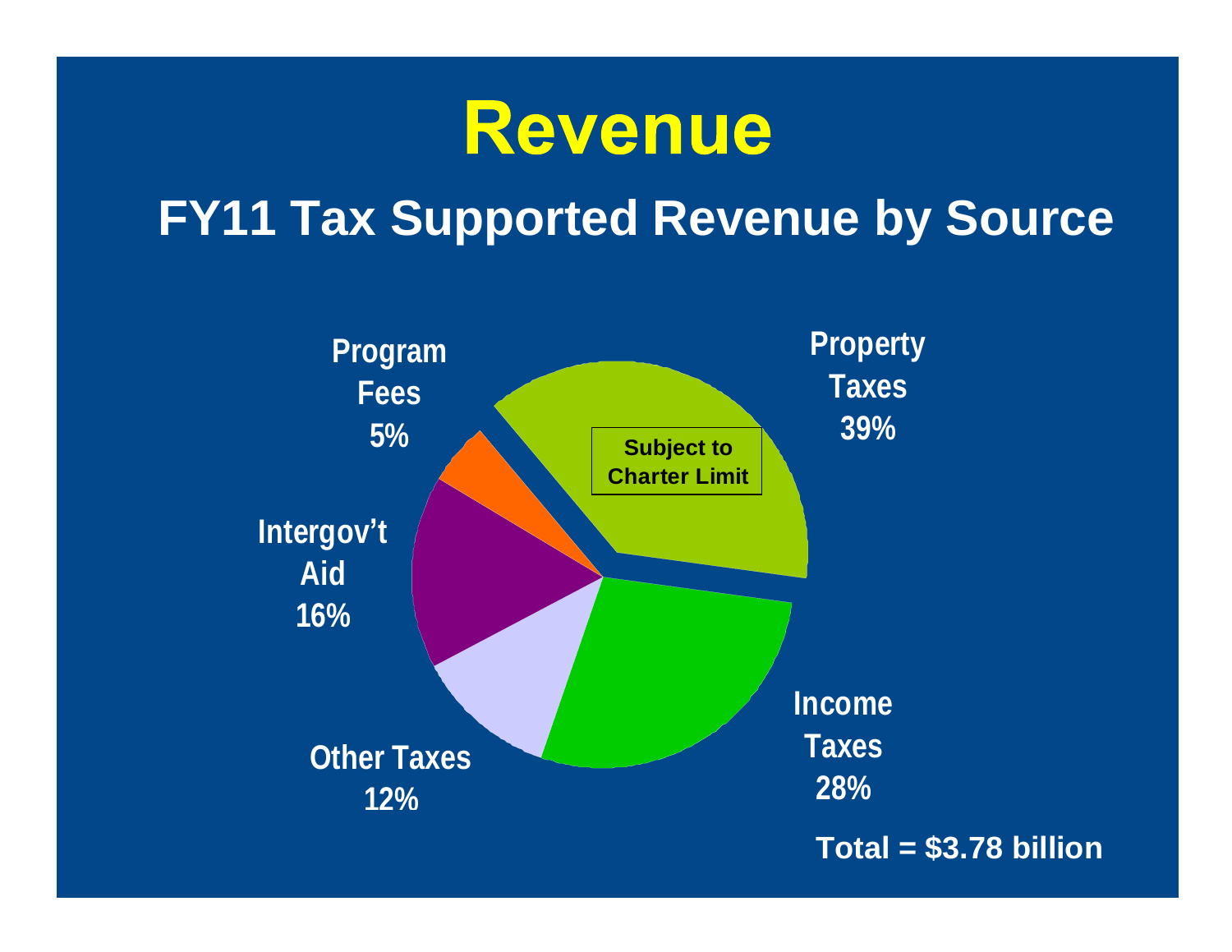# Revenue

## FY11 Tax Supported Revenue by Source

Property Taxes 39%

Subject to Charter Limit

Income Taxes 28%

Other Taxes 12%

Intergov't Aid 16%

Program Fees 5%

Total = $3.78 billion